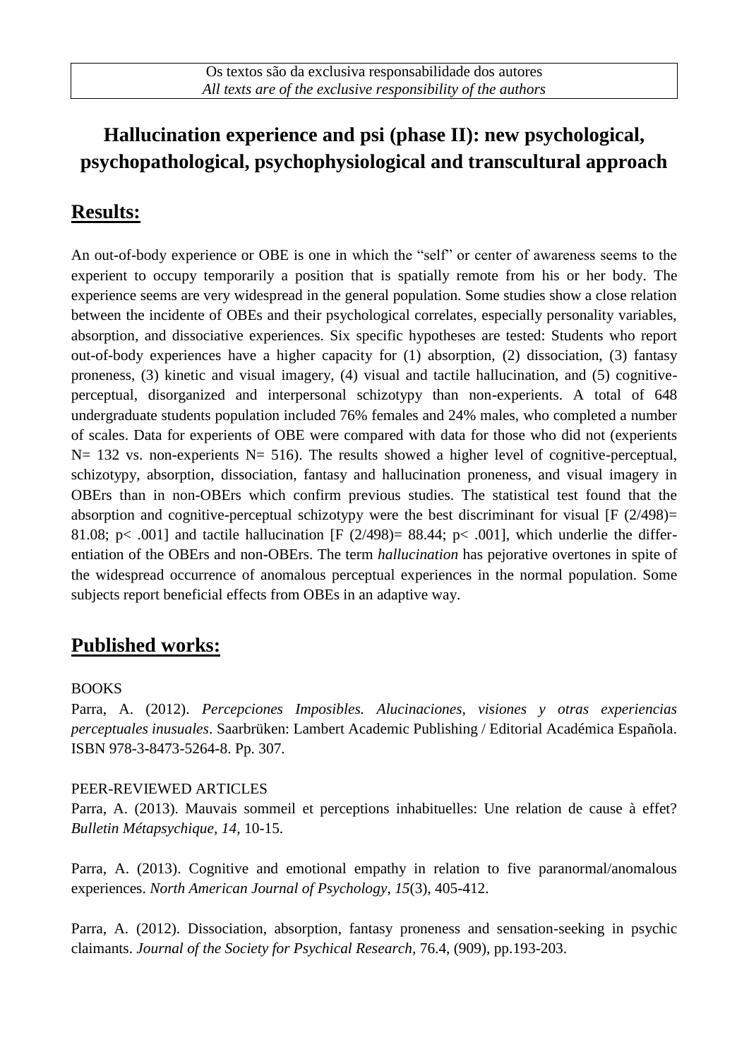Os textos são da exclusiva responsabilidade dos autores
*All texts are of the exclusive responsibility of the authors*

# Hallucination experience and psi (phase II): new psychological, psychopathological, psychophysiological and transcultural approach

## Results:

An out-of-body experience or OBE is one in which the "self" or center of awareness seems to the experient to occupy temporarily a position that is spatially remote from his or her body. The experience seems are very widespread in the general population. Some studies show a close relation between the incidente of OBEs and their psychological correlates, especially personality variables, absorption, and dissociative experiences. Six specific hypotheses are tested: Students who report out-of-body experiences have a higher capacity for (1) absorption, (2) dissociation, (3) fantasy proneness, (3) kinetic and visual imagery, (4) visual and tactile hallucination, and (5) cognitive-perceptual, disorganized and interpersonal schizotypy than non-experients. A total of 648 undergraduate students population included 76% females and 24% males, who completed a number of scales. Data for experients of OBE were compared with data for those who did not (experients N= 132 vs. non-experients N= 516). The results showed a higher level of cognitive-perceptual, schizotypy, absorption, dissociation, fantasy and hallucination proneness, and visual imagery in OBErs than in non-OBErs which confirm previous studies. The statistical test found that the absorption and cognitive-perceptual schizotypy were the best discriminant for visual [$F(2/498)= 81.08$; $p< .001$] and tactile hallucination [$F(2/498)= 88.44$; $p< .001$], which underlie the differentiation of the OBErs and non-OBErs. The term *hallucination* has pejorative overtones in spite of the widespread occurrence of anomalous perceptual experiences in the normal population. Some subjects report beneficial effects from OBEs in an adaptive way.

## Published works:

BOOKS

Parra, A. (2012). *Percepciones Imposibles. Alucinaciones, visiones y otras experiencias perceptuales inusuales*. Saarbrüken: Lambert Academic Publishing / Editorial Académica Española. ISBN 978-3-8473-5264-8. Pp. 307.

PEER-REVIEWED ARTICLES

Parra, A. (2013). Mauvais sommeil et perceptions inhabituelles: Une relation de cause à effet? *Bulletin Métapsychique, 14,* 10-15.

Parra, A. (2013). Cognitive and emotional empathy in relation to five paranormal/anomalous experiences. *North American Journal of Psychology, 15*(3), 405-412.

Parra, A. (2012). Dissociation, absorption, fantasy proneness and sensation-seeking in psychic claimants. *Journal of the Society for Psychical Research,* 76.4, (909), pp.193-203.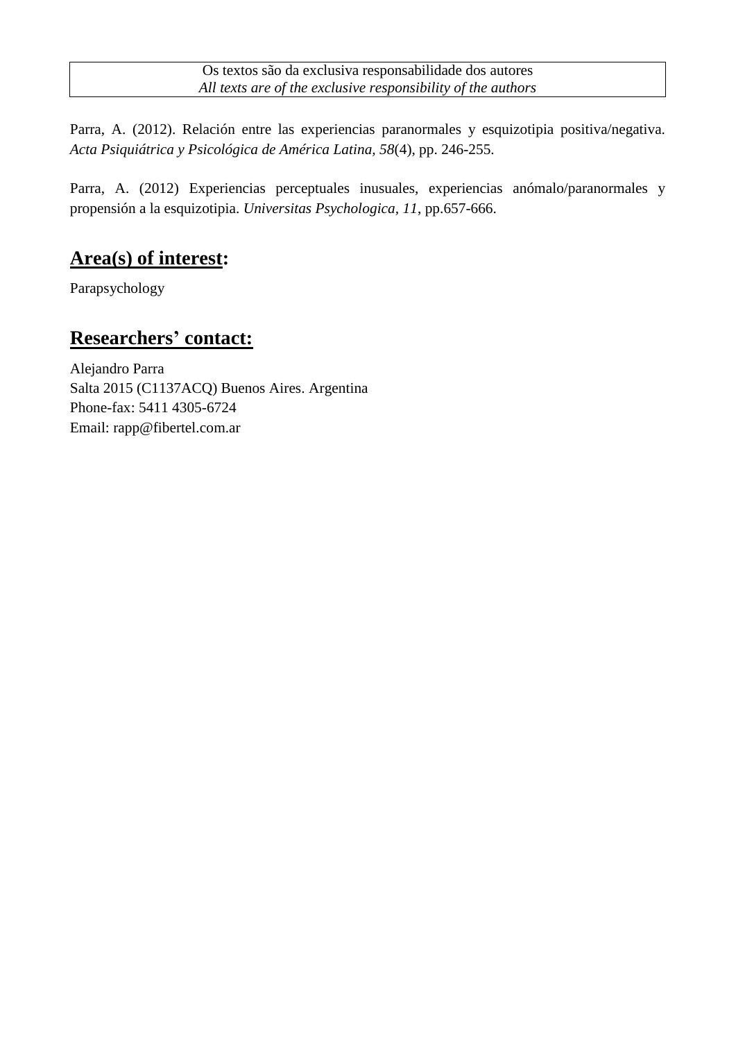Os textos são da exclusiva responsabilidade dos autores
*All texts are of the exclusive responsibility of the authors*

Parra, A. (2012). Relación entre las experiencias paranormales y esquizotipia positiva/negativa. *Acta Psiquiátrica y Psicológica de América Latina, 58*(4), pp. 246-255.

Parra, A. (2012) Experiencias perceptuales inusuales, experiencias anómalo/paranormales y propensión a la esquizotipia. *Universitas Psychologica, 11*, pp.657-666.

## Area(s) of interest:

Parapsychology

## Researchers' contact:

Alejandro Parra
Salta 2015 (C1137ACQ) Buenos Aires. Argentina
Phone-fax: 5411 4305-6724
Email: rapp@fibertel.com.ar